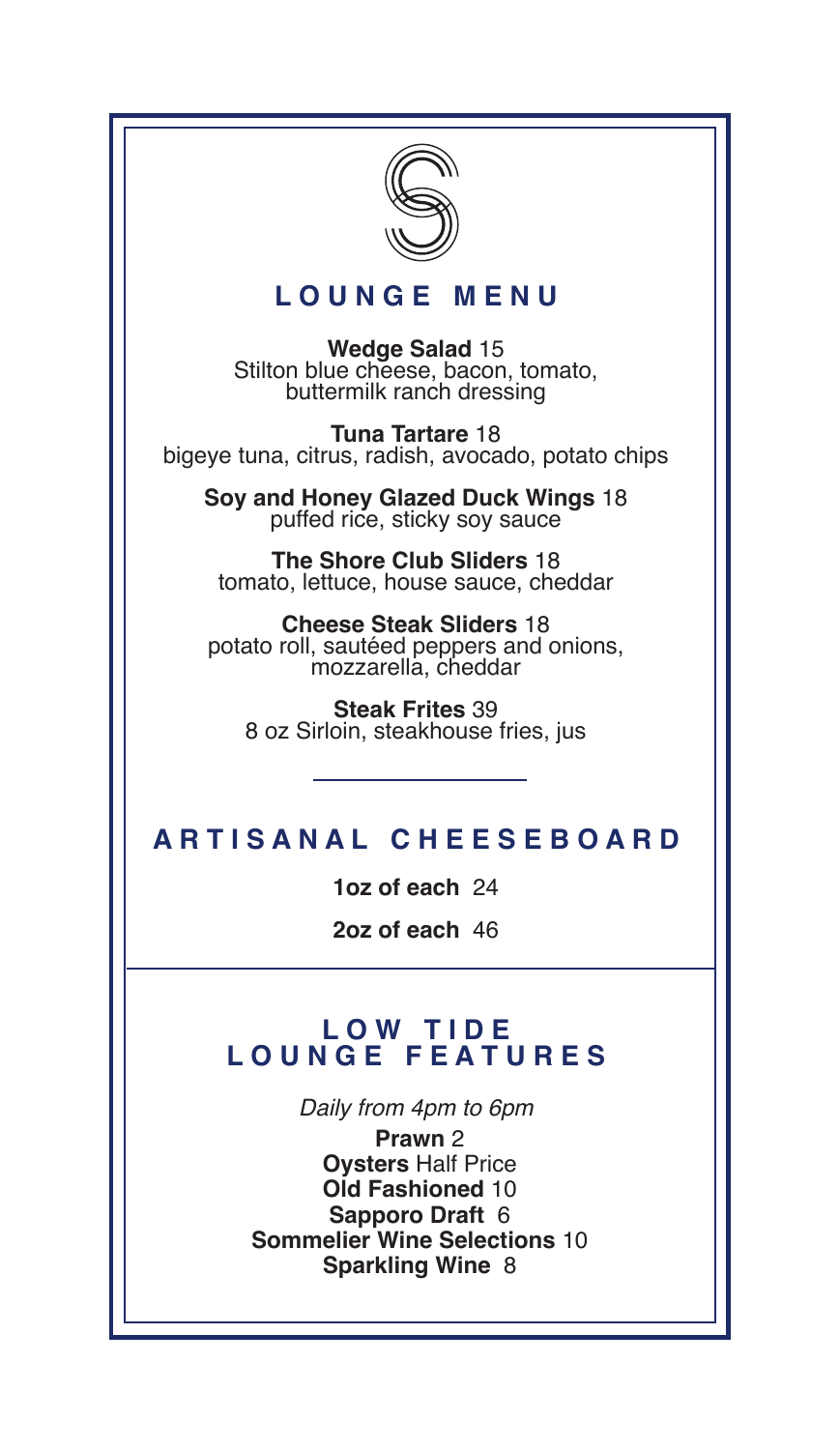# LOUNGE MENU

**Wedge Salad** 15
Stilton blue cheese, bacon, tomato, buttermilk ranch dressing

**Tuna Tartare** 18
bigeye tuna, citrus, radish, avocado, potato chips

**Soy and Honey Glazed Duck Wings** 18
puffed rice, sticky soy sauce

**The Shore Club Sliders** 18
tomato, lettuce, house sauce, cheddar

**Cheese Steak Sliders** 18
potato roll, sautéed peppers and onions, mozzarella, cheddar

**Steak Frites** 39
8 oz Sirloin, steakhouse fries, jus

---

# ARTISANAL CHEESEBOARD

**1oz of each** 24

**2oz of each** 46

---

# LOW TIDE LOUNGE FEATURES

*Daily from 4pm to 6pm*

**Prawn** 2
**Oysters** Half Price
**Old Fashioned** 10
**Sapporo Draft** 6
**Sommelier Wine Selections** 10
**Sparkling Wine** 8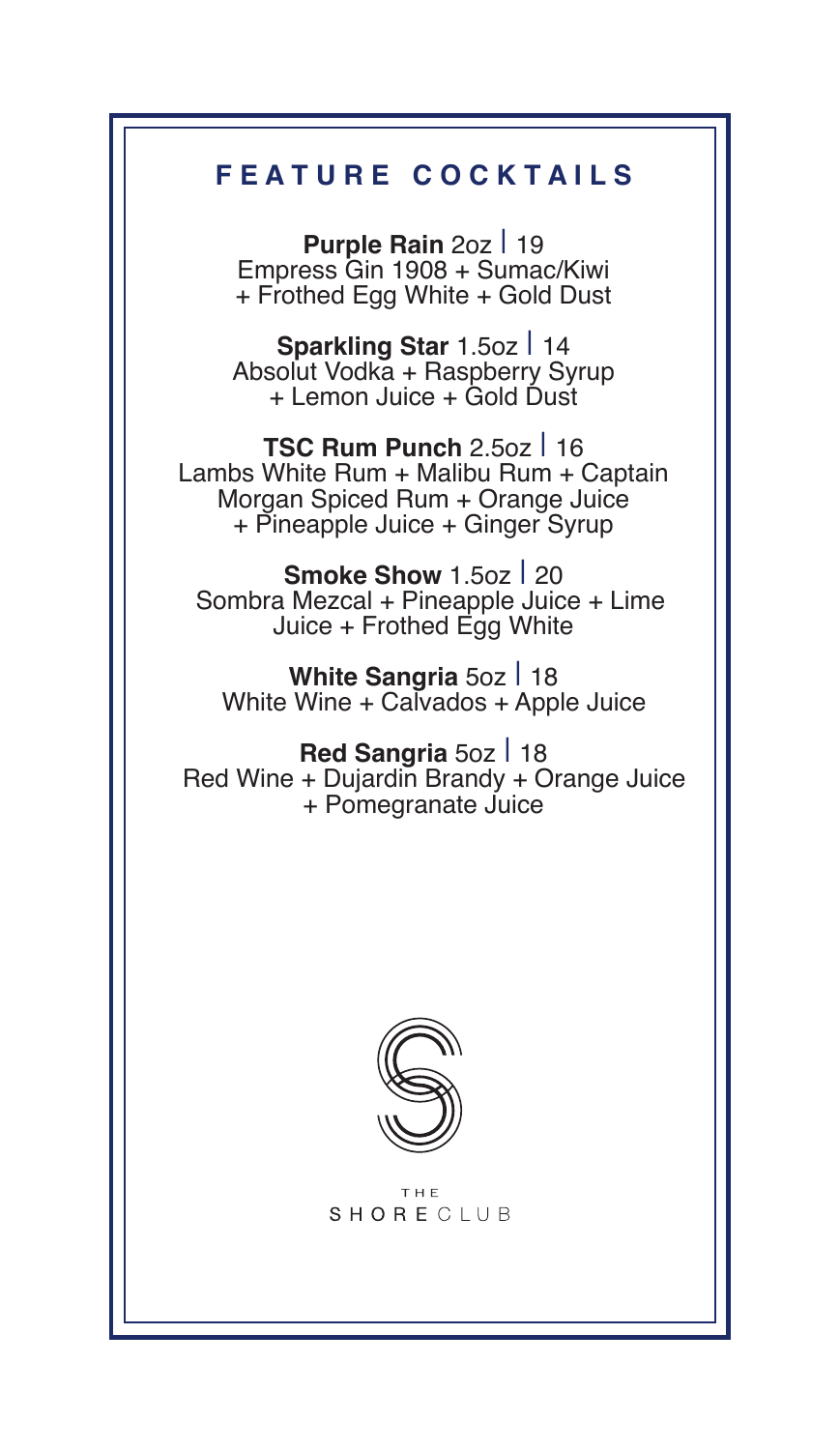# FEATURE COCKTAILS

**Purple Rain** 2oz | 19
Empress Gin 1908 + Sumac/Kiwi + Frothed Egg White + Gold Dust

**Sparkling Star** 1.5oz | 14
Absolut Vodka + Raspberry Syrup + Lemon Juice + Gold Dust

**TSC Rum Punch** 2.5oz | 16
Lambs White Rum + Malibu Rum + Captain Morgan Spiced Rum + Orange Juice + Pineapple Juice + Ginger Syrup

**Smoke Show** 1.5oz | 20
Sombra Mezcal + Pineapple Juice + Lime Juice + Frothed Egg White

**White Sangria** 5oz | 18
White Wine + Calvados + Apple Juice

**Red Sangria** 5oz | 18
Red Wine + Dujardin Brandy + Orange Juice + Pomegranate Juice

THE SHORE CLUB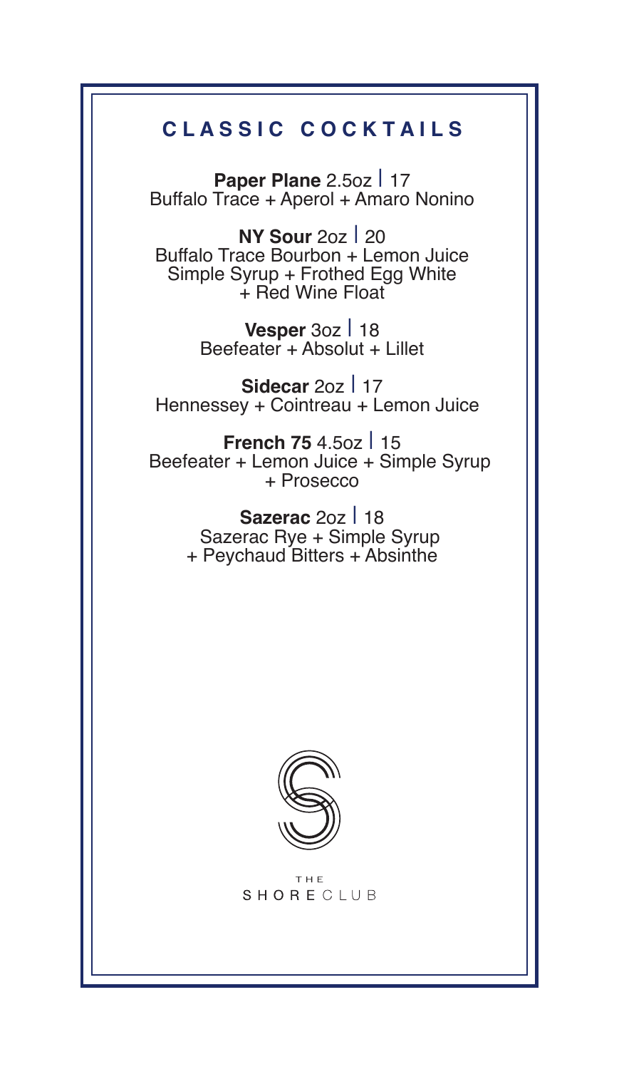# CLASSIC COCKTAILS

**Paper Plane** 2.5oz | 17
Buffalo Trace + Aperol + Amaro Nonino

**NY Sour** 2oz | 20
Buffalo Trace Bourbon + Lemon Juice
Simple Syrup + Frothed Egg White
+ Red Wine Float

**Vesper** 3oz | 18
Beefeater + Absolut + Lillet

**Sidecar** 2oz | 17
Hennessey + Cointreau + Lemon Juice

**French 75** 4.5oz | 15
Beefeater + Lemon Juice + Simple Syrup
+ Prosecco

**Sazerac** 2oz | 18
Sazerac Rye + Simple Syrup
+ Peychaud Bitters + Absinthe

THE
SHORE CLUB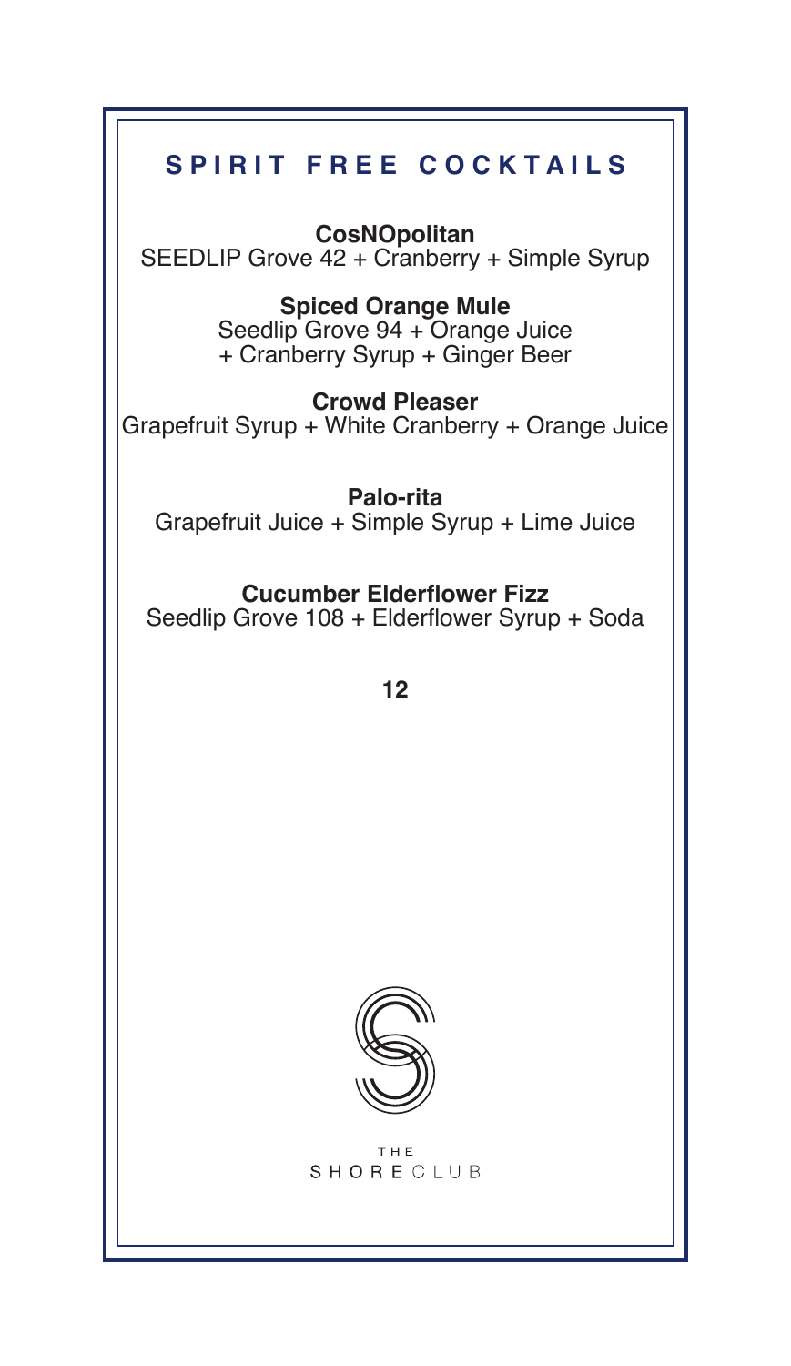# SPIRIT FREE COCKTAILS

**CosNOpolitan**
SEEDLIP Grove 42 + Cranberry + Simple Syrup

**Spiced Orange Mule**
Seedlip Grove 94 + Orange Juice
+ Cranberry Syrup + Ginger Beer

**Crowd Pleaser**
Grapefruit Syrup + White Cranberry + Orange Juice

**Palo-rita**
Grapefruit Juice + Simple Syrup + Lime Juice

**Cucumber Elderflower Fizz**
Seedlip Grove 108 + Elderflower Syrup + Soda

**12**

THE
SHORE CLUB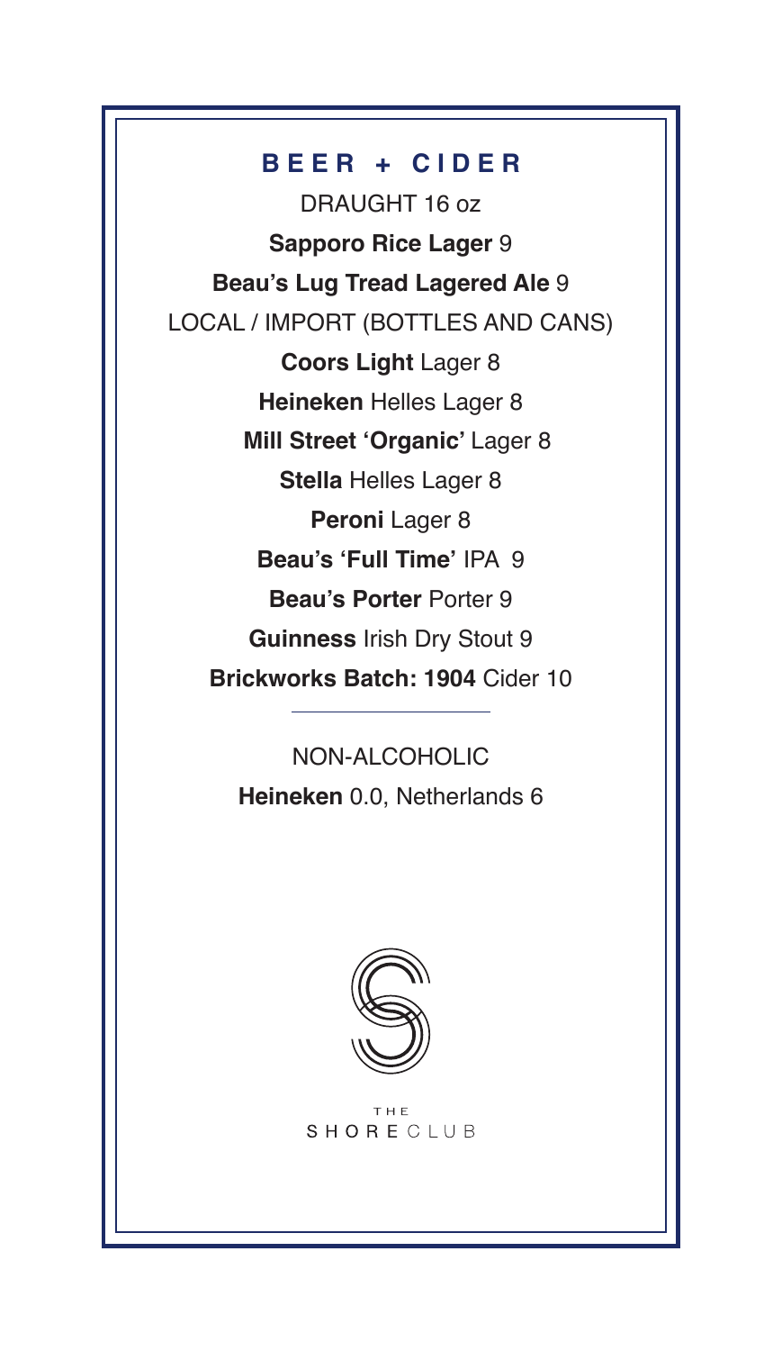# BEER + CIDER

DRAUGHT 16 oz

**Sapporo Rice Lager** 9

**Beau's Lug Tread Lagered Ale** 9

LOCAL / IMPORT (BOTTLES AND CANS)

**Coors Light** Lager 8

**Heineken** Helles Lager 8

**Mill Street 'Organic'** Lager 8

**Stella** Helles Lager 8

**Peroni** Lager 8

**Beau's 'Full Time'** IPA 9

**Beau's Porter** Porter 9

**Guinness** Irish Dry Stout 9

**Brickworks Batch: 1904** Cider 10

---

NON-ALCOHOLIC

**Heineken** 0.0, Netherlands 6

THE SHORE CLUB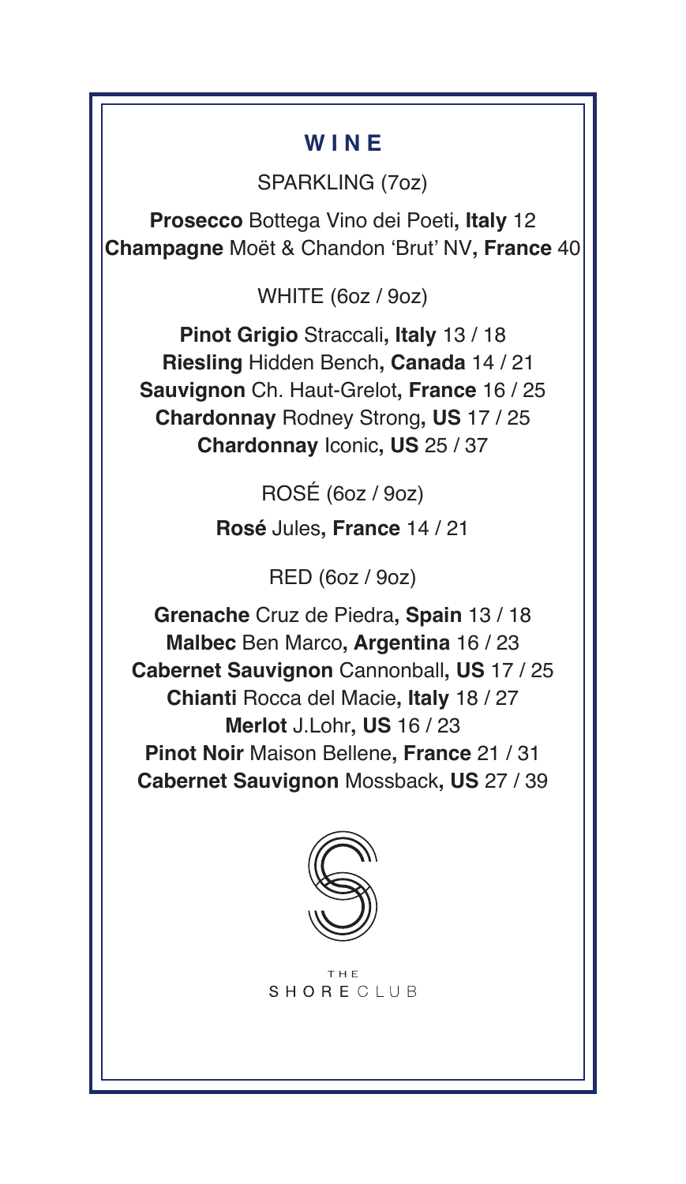# WINE

## SPARKLING (7oz)

**Prosecco** Bottega Vino dei Poeti**, Italy** 12
**Champagne** Moët & Chandon 'Brut' NV**, France** 40

## WHITE (6oz / 9oz)

**Pinot Grigio** Straccali**, Italy** 13 / 18
**Riesling** Hidden Bench**, Canada** 14 / 21
**Sauvignon** Ch. Haut-Grelot**, France** 16 / 25
**Chardonnay** Rodney Strong**, US** 17 / 25
**Chardonnay** Iconic**, US** 25 / 37

## ROSÉ (6oz / 9oz)

**Rosé** Jules**, France** 14 / 21

## RED (6oz / 9oz)

**Grenache** Cruz de Piedra**, Spain** 13 / 18
**Malbec** Ben Marco**, Argentina** 16 / 23
**Cabernet Sauvignon** Cannonball**, US** 17 / 25
**Chianti** Rocca del Macie**, Italy** 18 / 27
**Merlot** J.Lohr**, US** 16 / 23
**Pinot Noir** Maison Bellene**, France** 21 / 31
**Cabernet Sauvignon** Mossback**, US** 27 / 39

THE
SHORE CLUB